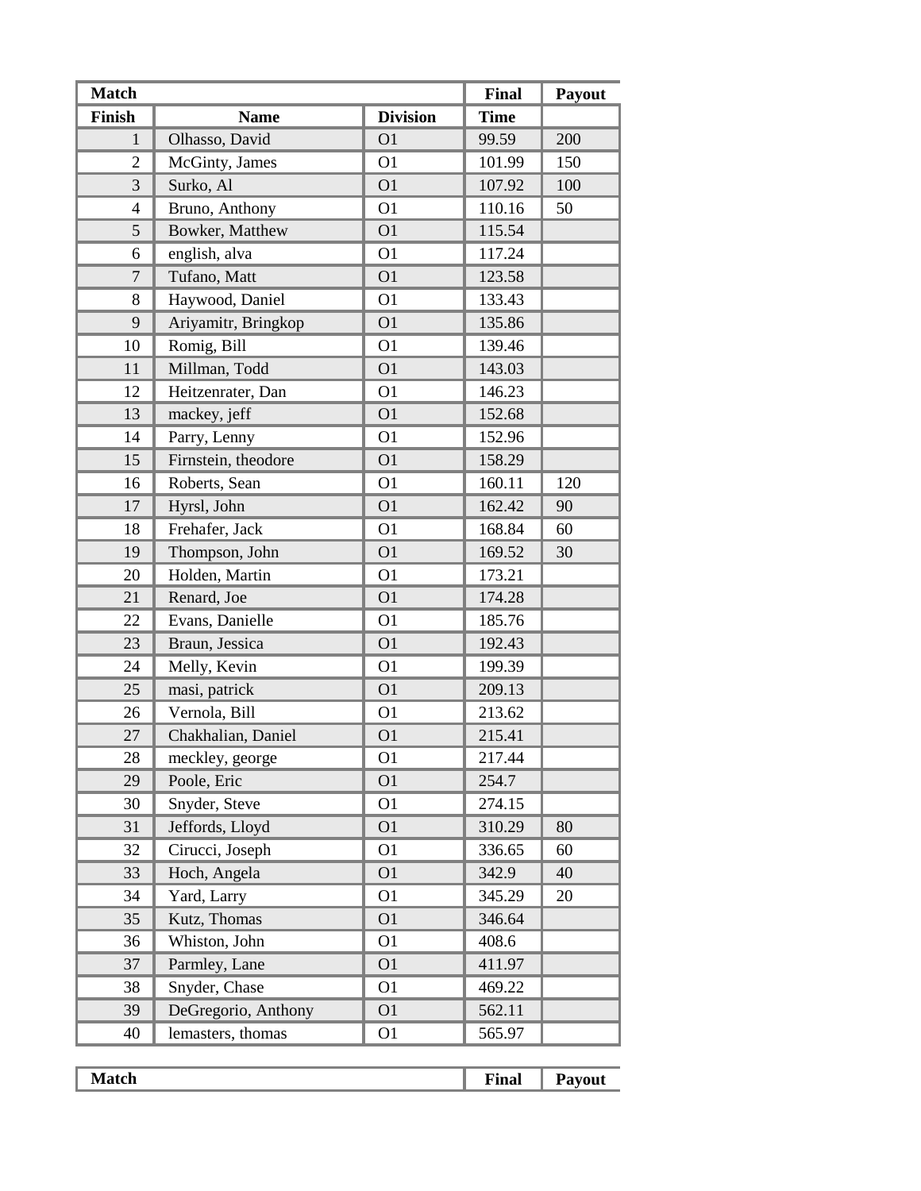| Match | | | Final | Payout |
| --- | --- | --- | --- | --- |
| Finish | Name | Division | Time | |
| 1 | Olhasso, David | O1 | 99.59 | 200 |
| 2 | McGinty, James | O1 | 101.99 | 150 |
| 3 | Surko, Al | O1 | 107.92 | 100 |
| 4 | Bruno, Anthony | O1 | 110.16 | 50 |
| 5 | Bowker, Matthew | O1 | 115.54 | |
| 6 | english, alva | O1 | 117.24 | |
| 7 | Tufano, Matt | O1 | 123.58 | |
| 8 | Haywood, Daniel | O1 | 133.43 | |
| 9 | Ariyamitr, Bringkop | O1 | 135.86 | |
| 10 | Romig, Bill | O1 | 139.46 | |
| 11 | Millman, Todd | O1 | 143.03 | |
| 12 | Heitzenrater, Dan | O1 | 146.23 | |
| 13 | mackey, jeff | O1 | 152.68 | |
| 14 | Parry, Lenny | O1 | 152.96 | |
| 15 | Firnstein, theodore | O1 | 158.29 | |
| 16 | Roberts, Sean | O1 | 160.11 | 120 |
| 17 | Hyrsl, John | O1 | 162.42 | 90 |
| 18 | Frehafer, Jack | O1 | 168.84 | 60 |
| 19 | Thompson, John | O1 | 169.52 | 30 |
| 20 | Holden, Martin | O1 | 173.21 | |
| 21 | Renard, Joe | O1 | 174.28 | |
| 22 | Evans, Danielle | O1 | 185.76 | |
| 23 | Braun, Jessica | O1 | 192.43 | |
| 24 | Melly, Kevin | O1 | 199.39 | |
| 25 | masi, patrick | O1 | 209.13 | |
| 26 | Vernola, Bill | O1 | 213.62 | |
| 27 | Chakhalian, Daniel | O1 | 215.41 | |
| 28 | meckley, george | O1 | 217.44 | |
| 29 | Poole, Eric | O1 | 254.7 | |
| 30 | Snyder, Steve | O1 | 274.15 | |
| 31 | Jeffords, Lloyd | O1 | 310.29 | 80 |
| 32 | Cirucci, Joseph | O1 | 336.65 | 60 |
| 33 | Hoch, Angela | O1 | 342.9 | 40 |
| 34 | Yard, Larry | O1 | 345.29 | 20 |
| 35 | Kutz, Thomas | O1 | 346.64 | |
| 36 | Whiston, John | O1 | 408.6 | |
| 37 | Parmley, Lane | O1 | 411.97 | |
| 38 | Snyder, Chase | O1 | 469.22 | |
| 39 | DeGregorio, Anthony | O1 | 562.11 | |
| 40 | lemasters, thomas | O1 | 565.97 | |

| Match | Final | Payout |
| --- | --- | --- |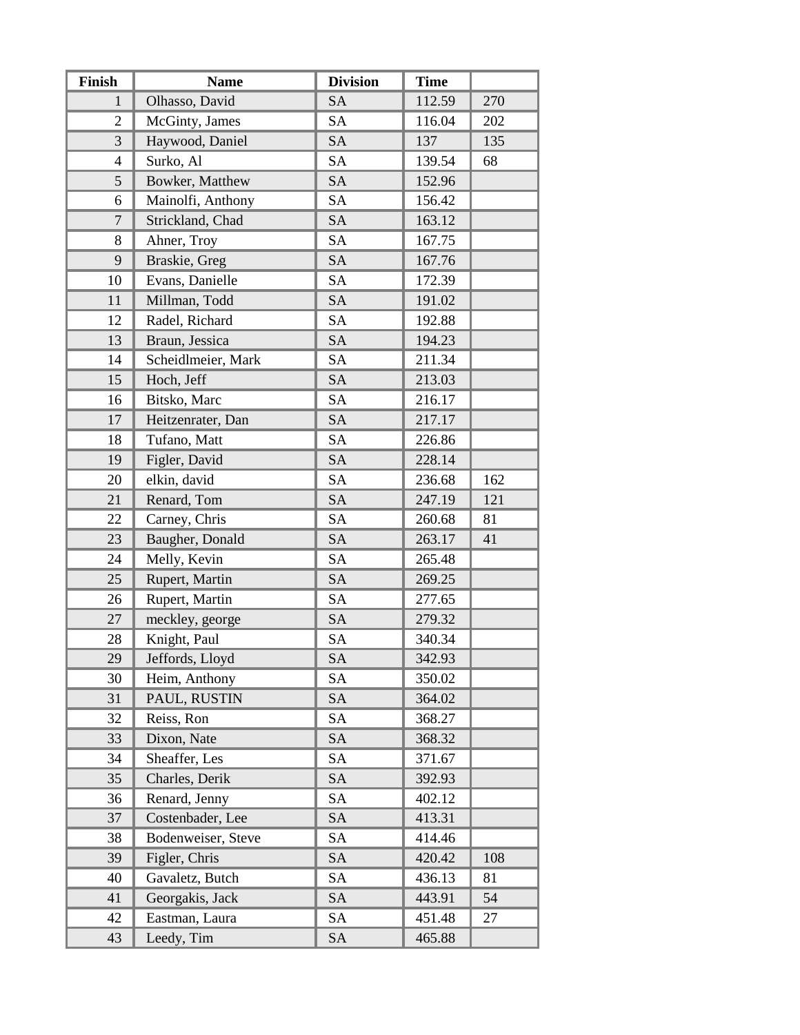| Finish | Name | Division | Time | |
|---|---|---|---|---|
| 1 | Olhasso, David | SA | 112.59 | 270 |
| 2 | McGinty, James | SA | 116.04 | 202 |
| 3 | Haywood, Daniel | SA | 137 | 135 |
| 4 | Surko, Al | SA | 139.54 | 68 |
| 5 | Bowker, Matthew | SA | 152.96 | |
| 6 | Mainolfi, Anthony | SA | 156.42 | |
| 7 | Strickland, Chad | SA | 163.12 | |
| 8 | Ahner, Troy | SA | 167.75 | |
| 9 | Braskie, Greg | SA | 167.76 | |
| 10 | Evans, Danielle | SA | 172.39 | |
| 11 | Millman, Todd | SA | 191.02 | |
| 12 | Radel, Richard | SA | 192.88 | |
| 13 | Braun, Jessica | SA | 194.23 | |
| 14 | Scheidlmeier, Mark | SA | 211.34 | |
| 15 | Hoch, Jeff | SA | 213.03 | |
| 16 | Bitsko, Marc | SA | 216.17 | |
| 17 | Heitzenrater, Dan | SA | 217.17 | |
| 18 | Tufano, Matt | SA | 226.86 | |
| 19 | Figler, David | SA | 228.14 | |
| 20 | elkin, david | SA | 236.68 | 162 |
| 21 | Renard, Tom | SA | 247.19 | 121 |
| 22 | Carney, Chris | SA | 260.68 | 81 |
| 23 | Baugher, Donald | SA | 263.17 | 41 |
| 24 | Melly, Kevin | SA | 265.48 | |
| 25 | Rupert, Martin | SA | 269.25 | |
| 26 | Rupert, Martin | SA | 277.65 | |
| 27 | meckley, george | SA | 279.32 | |
| 28 | Knight, Paul | SA | 340.34 | |
| 29 | Jeffords, Lloyd | SA | 342.93 | |
| 30 | Heim, Anthony | SA | 350.02 | |
| 31 | PAUL, RUSTIN | SA | 364.02 | |
| 32 | Reiss, Ron | SA | 368.27 | |
| 33 | Dixon, Nate | SA | 368.32 | |
| 34 | Sheaffer, Les | SA | 371.67 | |
| 35 | Charles, Derik | SA | 392.93 | |
| 36 | Renard, Jenny | SA | 402.12 | |
| 37 | Costenbader, Lee | SA | 413.31 | |
| 38 | Bodenweiser, Steve | SA | 414.46 | |
| 39 | Figler, Chris | SA | 420.42 | 108 |
| 40 | Gavaletz, Butch | SA | 436.13 | 81 |
| 41 | Georgakis, Jack | SA | 443.91 | 54 |
| 42 | Eastman, Laura | SA | 451.48 | 27 |
| 43 | Leedy, Tim | SA | 465.88 | |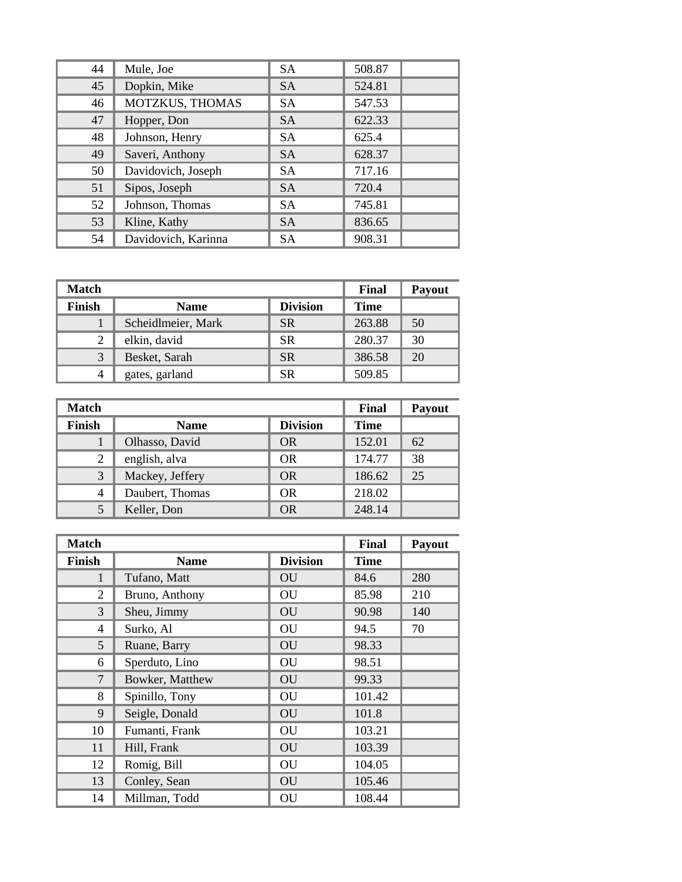| | | | | |
|---|---|---|---|---|
| 44 | Mule, Joe | SA | 508.87 | |
| 45 | Dopkin, Mike | SA | 524.81 | |
| 46 | MOTZKUS, THOMAS | SA | 547.53 | |
| 47 | Hopper, Don | SA | 622.33 | |
| 48 | Johnson, Henry | SA | 625.4 | |
| 49 | Saveri, Anthony | SA | 628.37 | |
| 50 | Davidovich, Joseph | SA | 717.16 | |
| 51 | Sipos, Joseph | SA | 720.4 | |
| 52 | Johnson, Thomas | SA | 745.81 | |
| 53 | Kline, Kathy | SA | 836.65 | |
| 54 | Davidovich, Karinna | SA | 908.31 | |

| Match | | | Final | Payout |
|---|---|---|---|---|
| Finish | Name | Division | Time | |
| 1 | Scheidlmeier, Mark | SR | 263.88 | 50 |
| 2 | elkin, david | SR | 280.37 | 30 |
| 3 | Besket, Sarah | SR | 386.58 | 20 |
| 4 | gates, garland | SR | 509.85 | |

| Match | | | Final | Payout |
|---|---|---|---|---|
| Finish | Name | Division | Time | |
| 1 | Olhasso, David | OR | 152.01 | 62 |
| 2 | english, alva | OR | 174.77 | 38 |
| 3 | Mackey, Jeffery | OR | 186.62 | 25 |
| 4 | Daubert, Thomas | OR | 218.02 | |
| 5 | Keller, Don | OR | 248.14 | |

| Match | | | Final | Payout |
|---|---|---|---|---|
| Finish | Name | Division | Time | |
| 1 | Tufano, Matt | OU | 84.6 | 280 |
| 2 | Bruno, Anthony | OU | 85.98 | 210 |
| 3 | Sheu, Jimmy | OU | 90.98 | 140 |
| 4 | Surko, Al | OU | 94.5 | 70 |
| 5 | Ruane, Barry | OU | 98.33 | |
| 6 | Sperduto, Lino | OU | 98.51 | |
| 7 | Bowker, Matthew | OU | 99.33 | |
| 8 | Spinillo, Tony | OU | 101.42 | |
| 9 | Seigle, Donald | OU | 101.8 | |
| 10 | Fumanti, Frank | OU | 103.21 | |
| 11 | Hill, Frank | OU | 103.39 | |
| 12 | Romig, Bill | OU | 104.05 | |
| 13 | Conley, Sean | OU | 105.46 | |
| 14 | Millman, Todd | OU | 108.44 | |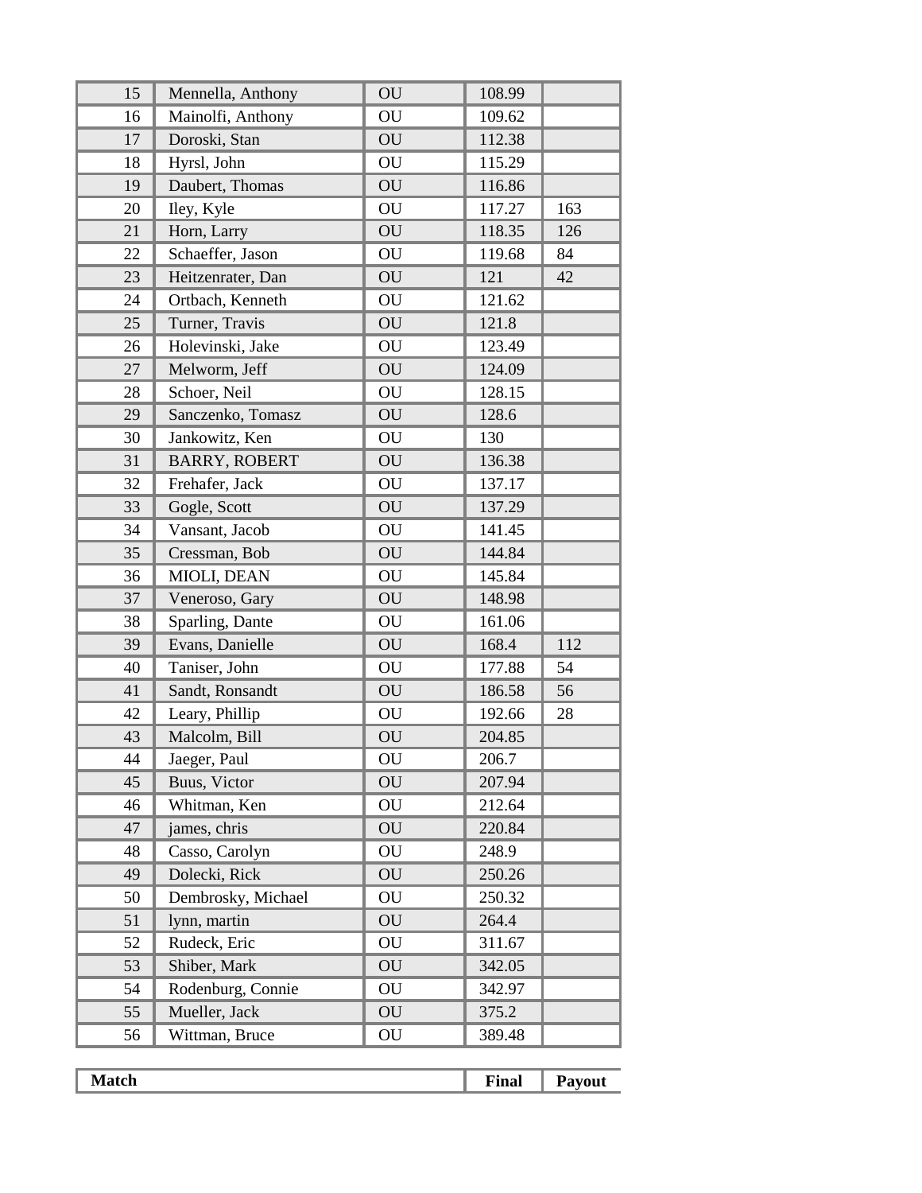| | | | | |
|---|---|---|---|---|
| 15 | Mennella, Anthony | OU | 108.99 | |
| 16 | Mainolfi, Anthony | OU | 109.62 | |
| 17 | Doroski, Stan | OU | 112.38 | |
| 18 | Hyrsl, John | OU | 115.29 | |
| 19 | Daubert, Thomas | OU | 116.86 | |
| 20 | Iley, Kyle | OU | 117.27 | 163 |
| 21 | Horn, Larry | OU | 118.35 | 126 |
| 22 | Schaeffer, Jason | OU | 119.68 | 84 |
| 23 | Heitzenrater, Dan | OU | 121 | 42 |
| 24 | Ortbach, Kenneth | OU | 121.62 | |
| 25 | Turner, Travis | OU | 121.8 | |
| 26 | Holevinski, Jake | OU | 123.49 | |
| 27 | Melworm, Jeff | OU | 124.09 | |
| 28 | Schoer, Neil | OU | 128.15 | |
| 29 | Sanczenko, Tomasz | OU | 128.6 | |
| 30 | Jankowitz, Ken | OU | 130 | |
| 31 | BARRY, ROBERT | OU | 136.38 | |
| 32 | Frehafer, Jack | OU | 137.17 | |
| 33 | Gogle, Scott | OU | 137.29 | |
| 34 | Vansant, Jacob | OU | 141.45 | |
| 35 | Cressman, Bob | OU | 144.84 | |
| 36 | MIOLI, DEAN | OU | 145.84 | |
| 37 | Veneroso, Gary | OU | 148.98 | |
| 38 | Sparling, Dante | OU | 161.06 | |
| 39 | Evans, Danielle | OU | 168.4 | 112 |
| 40 | Taniser, John | OU | 177.88 | 54 |
| 41 | Sandt, Ronsandt | OU | 186.58 | 56 |
| 42 | Leary, Phillip | OU | 192.66 | 28 |
| 43 | Malcolm, Bill | OU | 204.85 | |
| 44 | Jaeger, Paul | OU | 206.7 | |
| 45 | Buus, Victor | OU | 207.94 | |
| 46 | Whitman, Ken | OU | 212.64 | |
| 47 | james, chris | OU | 220.84 | |
| 48 | Casso, Carolyn | OU | 248.9 | |
| 49 | Dolecki, Rick | OU | 250.26 | |
| 50 | Dembrosky, Michael | OU | 250.32 | |
| 51 | lynn, martin | OU | 264.4 | |
| 52 | Rudeck, Eric | OU | 311.67 | |
| 53 | Shiber, Mark | OU | 342.05 | |
| 54 | Rodenburg, Connie | OU | 342.97 | |
| 55 | Mueller, Jack | OU | 375.2 | |
| 56 | Wittman, Bruce | OU | 389.48 | |

| **Match** | **Final** | **Payout** |
|---|---|---|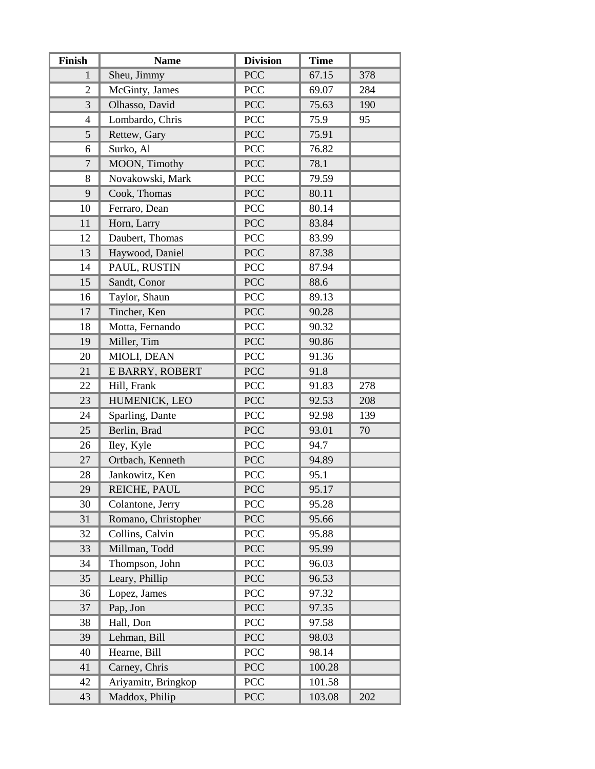| Finish | Name | Division | Time | |
|---|---|---|---|---|
| 1 | Sheu, Jimmy | PCC | 67.15 | 378 |
| 2 | McGinty, James | PCC | 69.07 | 284 |
| 3 | Olhasso, David | PCC | 75.63 | 190 |
| 4 | Lombardo, Chris | PCC | 75.9 | 95 |
| 5 | Rettew, Gary | PCC | 75.91 | |
| 6 | Surko, Al | PCC | 76.82 | |
| 7 | MOON, Timothy | PCC | 78.1 | |
| 8 | Novakowski, Mark | PCC | 79.59 | |
| 9 | Cook, Thomas | PCC | 80.11 | |
| 10 | Ferraro, Dean | PCC | 80.14 | |
| 11 | Horn, Larry | PCC | 83.84 | |
| 12 | Daubert, Thomas | PCC | 83.99 | |
| 13 | Haywood, Daniel | PCC | 87.38 | |
| 14 | PAUL, RUSTIN | PCC | 87.94 | |
| 15 | Sandt, Conor | PCC | 88.6 | |
| 16 | Taylor, Shaun | PCC | 89.13 | |
| 17 | Tincher, Ken | PCC | 90.28 | |
| 18 | Motta, Fernando | PCC | 90.32 | |
| 19 | Miller, Tim | PCC | 90.86 | |
| 20 | MIOLI, DEAN | PCC | 91.36 | |
| 21 | E BARRY, ROBERT | PCC | 91.8 | |
| 22 | Hill, Frank | PCC | 91.83 | 278 |
| 23 | HUMENICK, LEO | PCC | 92.53 | 208 |
| 24 | Sparling, Dante | PCC | 92.98 | 139 |
| 25 | Berlin, Brad | PCC | 93.01 | 70 |
| 26 | Iley, Kyle | PCC | 94.7 | |
| 27 | Ortbach, Kenneth | PCC | 94.89 | |
| 28 | Jankowitz, Ken | PCC | 95.1 | |
| 29 | REICHE, PAUL | PCC | 95.17 | |
| 30 | Colantone, Jerry | PCC | 95.28 | |
| 31 | Romano, Christopher | PCC | 95.66 | |
| 32 | Collins, Calvin | PCC | 95.88 | |
| 33 | Millman, Todd | PCC | 95.99 | |
| 34 | Thompson, John | PCC | 96.03 | |
| 35 | Leary, Phillip | PCC | 96.53 | |
| 36 | Lopez, James | PCC | 97.32 | |
| 37 | Pap, Jon | PCC | 97.35 | |
| 38 | Hall, Don | PCC | 97.58 | |
| 39 | Lehman, Bill | PCC | 98.03 | |
| 40 | Hearne, Bill | PCC | 98.14 | |
| 41 | Carney, Chris | PCC | 100.28 | |
| 42 | Ariyamitr, Bringkop | PCC | 101.58 | |
| 43 | Maddox, Philip | PCC | 103.08 | 202 |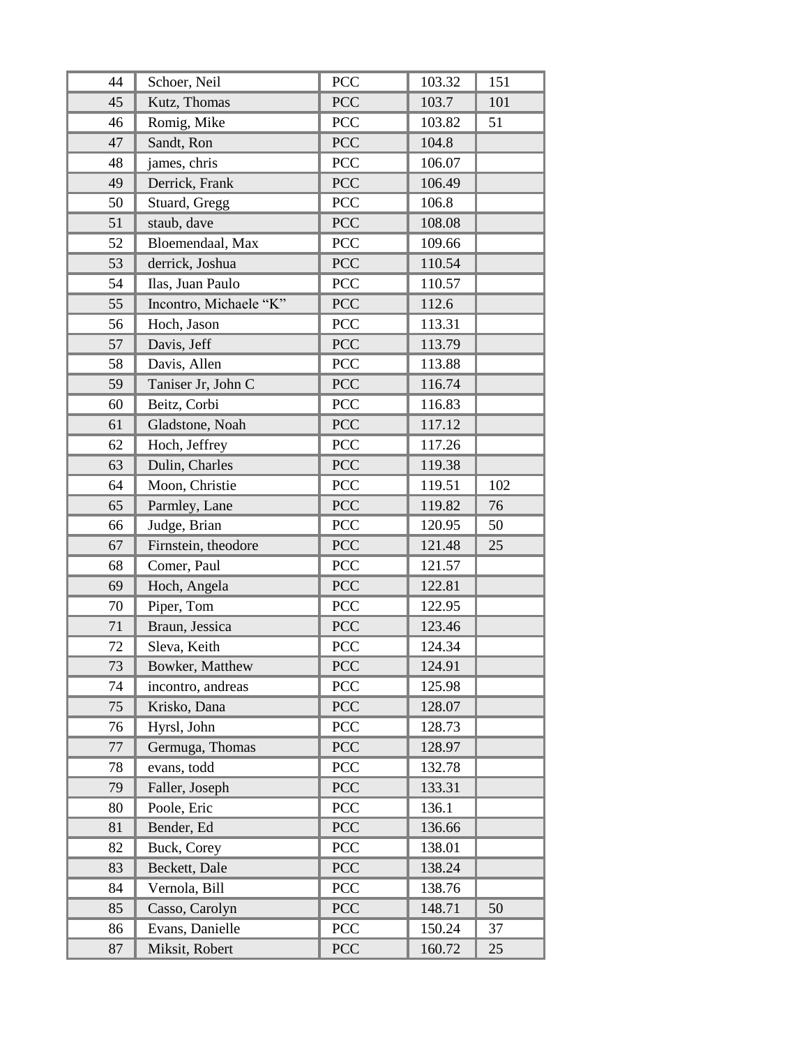| | | | | |
|---|---|---|---|---|
| 44 | Schoer, Neil | PCC | 103.32 | 151 |
| 45 | Kutz, Thomas | PCC | 103.7 | 101 |
| 46 | Romig, Mike | PCC | 103.82 | 51 |
| 47 | Sandt, Ron | PCC | 104.8 | |
| 48 | james, chris | PCC | 106.07 | |
| 49 | Derrick, Frank | PCC | 106.49 | |
| 50 | Stuard, Gregg | PCC | 106.8 | |
| 51 | staub, dave | PCC | 108.08 | |
| 52 | Bloemendaal, Max | PCC | 109.66 | |
| 53 | derrick, Joshua | PCC | 110.54 | |
| 54 | Ilas, Juan Paulo | PCC | 110.57 | |
| 55 | Incontro, Michaele “K” | PCC | 112.6 | |
| 56 | Hoch, Jason | PCC | 113.31 | |
| 57 | Davis, Jeff | PCC | 113.79 | |
| 58 | Davis, Allen | PCC | 113.88 | |
| 59 | Taniser Jr, John C | PCC | 116.74 | |
| 60 | Beitz, Corbi | PCC | 116.83 | |
| 61 | Gladstone, Noah | PCC | 117.12 | |
| 62 | Hoch, Jeffrey | PCC | 117.26 | |
| 63 | Dulin, Charles | PCC | 119.38 | |
| 64 | Moon, Christie | PCC | 119.51 | 102 |
| 65 | Parmley, Lane | PCC | 119.82 | 76 |
| 66 | Judge, Brian | PCC | 120.95 | 50 |
| 67 | Firnstein, theodore | PCC | 121.48 | 25 |
| 68 | Comer, Paul | PCC | 121.57 | |
| 69 | Hoch, Angela | PCC | 122.81 | |
| 70 | Piper, Tom | PCC | 122.95 | |
| 71 | Braun, Jessica | PCC | 123.46 | |
| 72 | Sleva, Keith | PCC | 124.34 | |
| 73 | Bowker, Matthew | PCC | 124.91 | |
| 74 | incontro, andreas | PCC | 125.98 | |
| 75 | Krisko, Dana | PCC | 128.07 | |
| 76 | Hyrsl, John | PCC | 128.73 | |
| 77 | Germuga, Thomas | PCC | 128.97 | |
| 78 | evans, todd | PCC | 132.78 | |
| 79 | Faller, Joseph | PCC | 133.31 | |
| 80 | Poole, Eric | PCC | 136.1 | |
| 81 | Bender, Ed | PCC | 136.66 | |
| 82 | Buck, Corey | PCC | 138.01 | |
| 83 | Beckett, Dale | PCC | 138.24 | |
| 84 | Vernola, Bill | PCC | 138.76 | |
| 85 | Casso, Carolyn | PCC | 148.71 | 50 |
| 86 | Evans, Danielle | PCC | 150.24 | 37 |
| 87 | Miksit, Robert | PCC | 160.72 | 25 |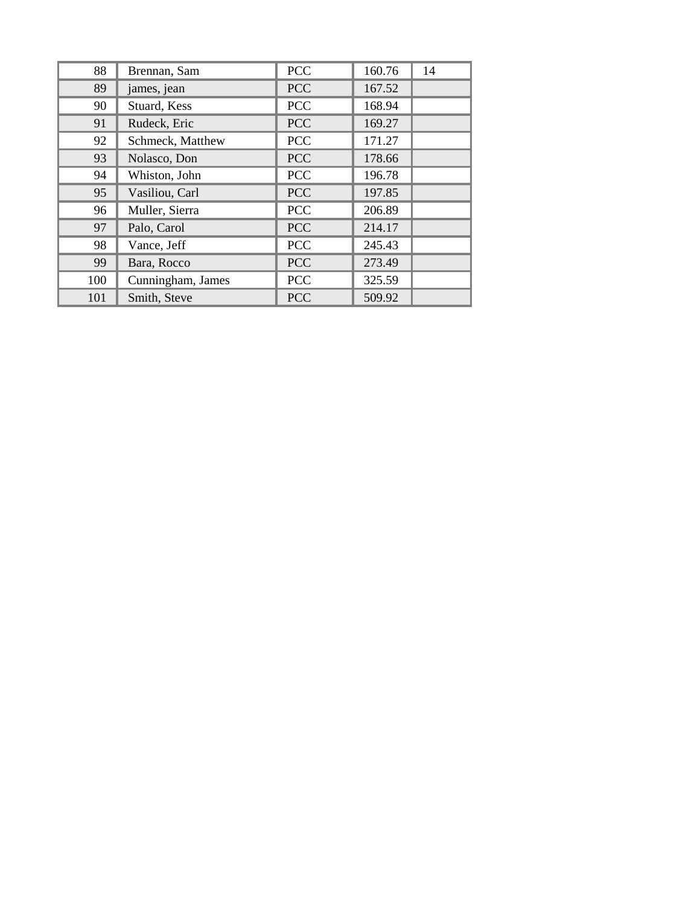| | | | | |
|---|---|---|---|---|
| 88 | Brennan, Sam | PCC | 160.76 | 14 |
| 89 | james, jean | PCC | 167.52 | |
| 90 | Stuard, Kess | PCC | 168.94 | |
| 91 | Rudeck, Eric | PCC | 169.27 | |
| 92 | Schmeck, Matthew | PCC | 171.27 | |
| 93 | Nolasco, Don | PCC | 178.66 | |
| 94 | Whiston, John | PCC | 196.78 | |
| 95 | Vasiliou, Carl | PCC | 197.85 | |
| 96 | Muller, Sierra | PCC | 206.89 | |
| 97 | Palo, Carol | PCC | 214.17 | |
| 98 | Vance, Jeff | PCC | 245.43 | |
| 99 | Bara, Rocco | PCC | 273.49 | |
| 100 | Cunningham, James | PCC | 325.59 | |
| 101 | Smith, Steve | PCC | 509.92 | |